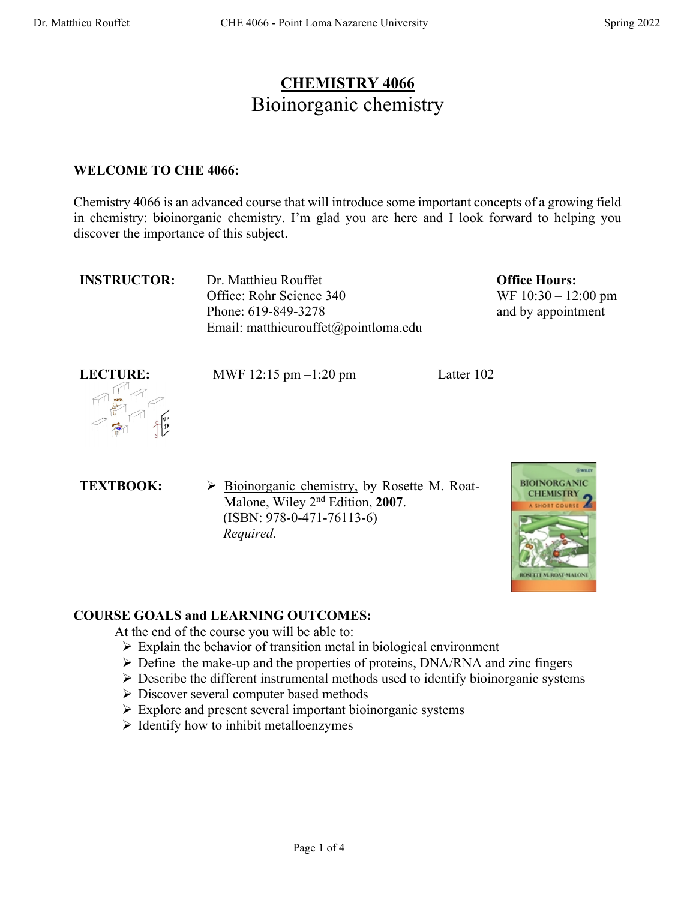# CHEMISTRY 4066
## Bioinorganic chemistry

**WELCOME TO CHE 4066:**

Chemistry 4066 is an advanced course that will introduce some important concepts of a growing field in chemistry: bioinorganic chemistry. I'm glad you are here and I look forward to helping you discover the importance of this subject.

**INSTRUCTOR:** Dr. Matthieu Rouffet
Office: Rohr Science 340
Phone: 619-849-3278
Email: matthieurouffet@pointloma.edu

**Office Hours:**
WF 10:30 – 12:00 pm
and by appointment

**LECTURE:** MWF 12:15 pm –1:20 pm Latter 102

**TEXTBOOK:**

- Bioinorganic chemistry, by Rosette M. Roat-Malone, Wiley 2nd Edition, **2007**.
  (ISBN: 978-0-471-76113-6)
  *Required.*

**COURSE GOALS and LEARNING OUTCOMES:**

At the end of the course you will be able to:

- Explain the behavior of transition metal in biological environment
- Define the make-up and the properties of proteins, DNA/RNA and zinc fingers
- Describe the different instrumental methods used to identify bioinorganic systems
- Discover several computer based methods
- Explore and present several important bioinorganic systems
- Identify how to inhibit metalloenzymes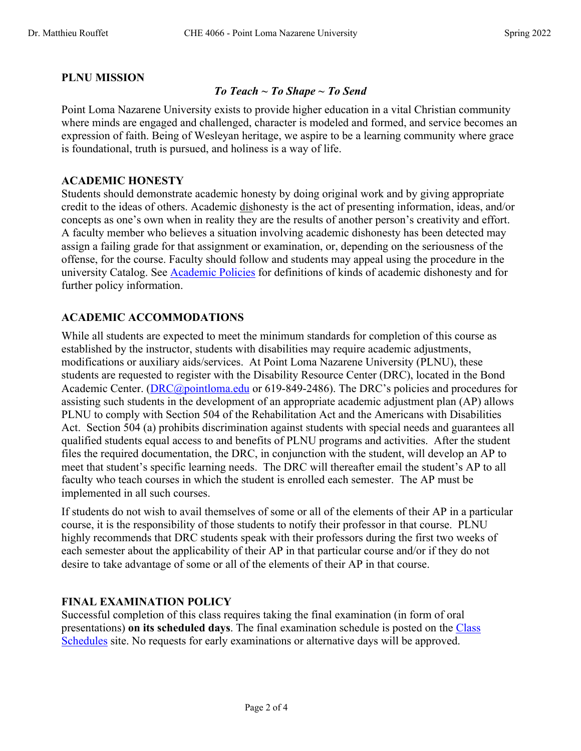## PLNU MISSION

***To Teach ~ To Shape ~ To Send***

Point Loma Nazarene University exists to provide higher education in a vital Christian community where minds are engaged and challenged, character is modeled and formed, and service becomes an expression of faith. Being of Wesleyan heritage, we aspire to be a learning community where grace is foundational, truth is pursued, and holiness is a way of life.

## ACADEMIC HONESTY

Students should demonstrate academic honesty by doing original work and by giving appropriate credit to the ideas of others. Academic dishonesty is the act of presenting information, ideas, and/or concepts as one's own when in reality they are the results of another person's creativity and effort. A faculty member who believes a situation involving academic dishonesty has been detected may assign a failing grade for that assignment or examination, or, depending on the seriousness of the offense, for the course. Faculty should follow and students may appeal using the procedure in the university Catalog. See Academic Policies for definitions of kinds of academic dishonesty and for further policy information.

## ACADEMIC ACCOMMODATIONS

While all students are expected to meet the minimum standards for completion of this course as established by the instructor, students with disabilities may require academic adjustments, modifications or auxiliary aids/services. At Point Loma Nazarene University (PLNU), these students are requested to register with the Disability Resource Center (DRC), located in the Bond Academic Center. (DRC@pointloma.edu or 619-849-2486). The DRC's policies and procedures for assisting such students in the development of an appropriate academic adjustment plan (AP) allows PLNU to comply with Section 504 of the Rehabilitation Act and the Americans with Disabilities Act. Section 504 (a) prohibits discrimination against students with special needs and guarantees all qualified students equal access to and benefits of PLNU programs and activities. After the student files the required documentation, the DRC, in conjunction with the student, will develop an AP to meet that student's specific learning needs. The DRC will thereafter email the student's AP to all faculty who teach courses in which the student is enrolled each semester. The AP must be implemented in all such courses.

If students do not wish to avail themselves of some or all of the elements of their AP in a particular course, it is the responsibility of those students to notify their professor in that course. PLNU highly recommends that DRC students speak with their professors during the first two weeks of each semester about the applicability of their AP in that particular course and/or if they do not desire to take advantage of some or all of the elements of their AP in that course.

## FINAL EXAMINATION POLICY

Successful completion of this class requires taking the final examination (in form of oral presentations) **on its scheduled days**. The final examination schedule is posted on the Class Schedules site. No requests for early examinations or alternative days will be approved.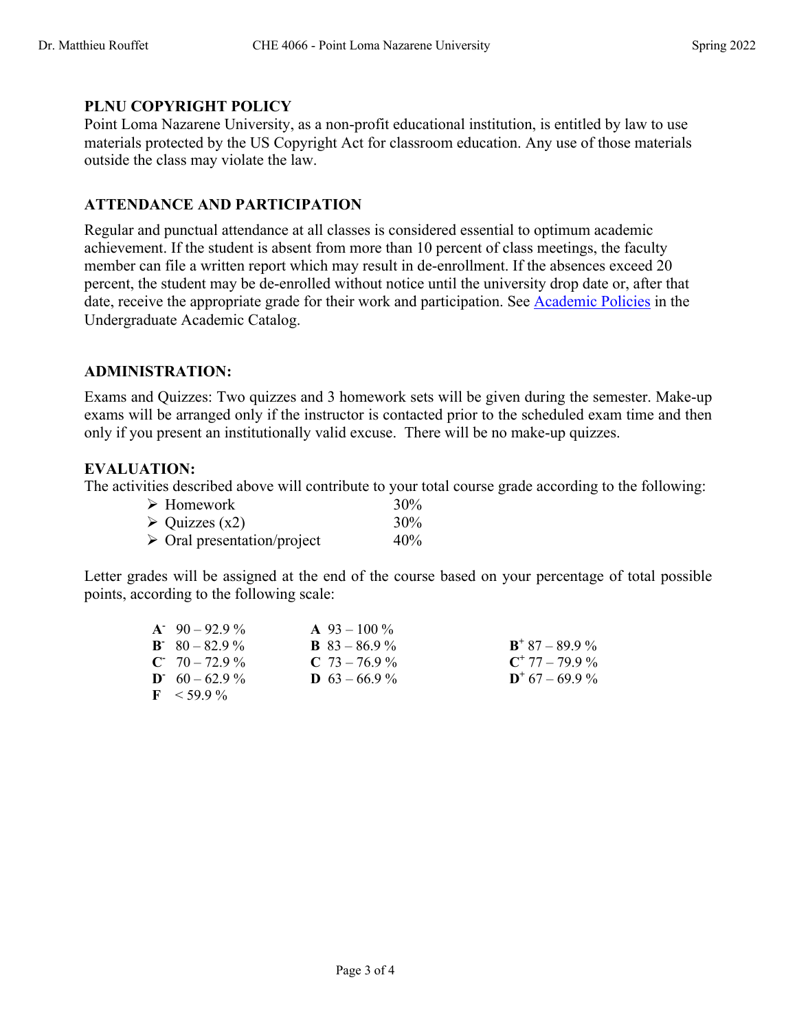## PLNU COPYRIGHT POLICY

Point Loma Nazarene University, as a non-profit educational institution, is entitled by law to use materials protected by the US Copyright Act for classroom education. Any use of those materials outside the class may violate the law.

## ATTENDANCE AND PARTICIPATION

Regular and punctual attendance at all classes is considered essential to optimum academic achievement. If the student is absent from more than 10 percent of class meetings, the faculty member can file a written report which may result in de-enrollment. If the absences exceed 20 percent, the student may be de-enrolled without notice until the university drop date or, after that date, receive the appropriate grade for their work and participation. See Academic Policies in the Undergraduate Academic Catalog.

## ADMINISTRATION:

Exams and Quizzes: Two quizzes and 3 homework sets will be given during the semester. Make-up exams will be arranged only if the instructor is contacted prior to the scheduled exam time and then only if you present an institutionally valid excuse. There will be no make-up quizzes.

## EVALUATION:

The activities described above will contribute to your total course grade according to the following:

| | |
|---|---|
| Homework | 30% |
| Quizzes (x2) | 30% |
| Oral presentation/project | 40% |

Letter grades will be assigned at the end of the course based on your percentage of total possible points, according to the following scale:

| | | |
|---|---|---|
| **A-** 90 – 92.9 % | **A** 93 – 100 % | |
| **B-** 80 – 82.9 % | **B** 83 – 86.9 % | **B+** 87 – 89.9 % |
| **C-** 70 – 72.9 % | **C** 73 – 76.9 % | **C+** 77 – 79.9 % |
| **D-** 60 – 62.9 % | **D** 63 – 66.9 % | **D+** 67 – 69.9 % |
| **F** < 59.9 % | | |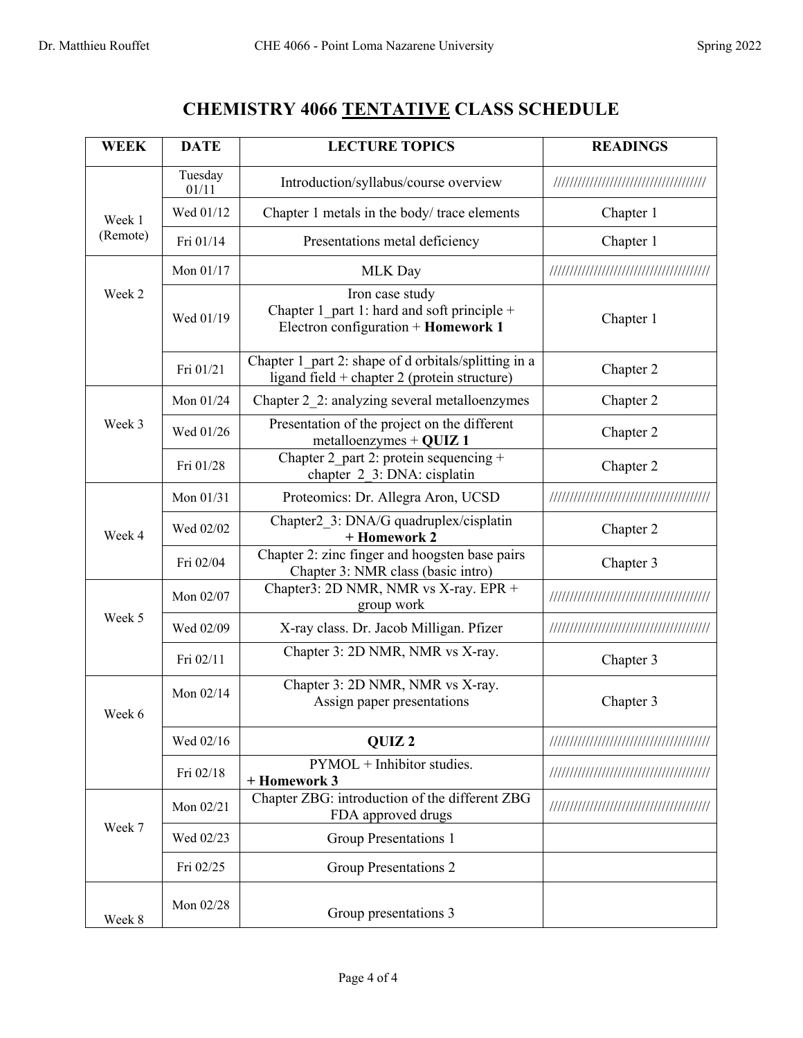# CHEMISTRY 4066 <u>TENTATIVE</u> CLASS SCHEDULE

| WEEK | DATE | LECTURE TOPICS | READINGS |
|---|---|---|---|
| Week 1 (Remote) | Tuesday 01/11 | Introduction/syllabus/course overview | //////////////////////////////////////// |
| | Wed 01/12 | Chapter 1 metals in the body/ trace elements | Chapter 1 |
| | Fri 01/14 | Presentations metal deficiency | Chapter 1 |
| Week 2 | Mon 01/17 | MLK Day | //////////////////////////////////////// |
| | Wed 01/19 | Iron case study<br>Chapter 1_part 1: hard and soft principle + Electron configuration + **Homework 1** | Chapter 1 |
| | Fri 01/21 | Chapter 1_part 2: shape of d orbitals/splitting in a ligand field + chapter 2 (protein structure) | Chapter 2 |
| Week 3 | Mon 01/24 | Chapter 2_2: analyzing several metalloenzymes | Chapter 2 |
| | Wed 01/26 | Presentation of the project on the different metalloenzymes + **QUIZ 1** | Chapter 2 |
| | Fri 01/28 | Chapter 2_part 2: protein sequencing + chapter 2_3: DNA: cisplatin | Chapter 2 |
| Week 4 | Mon 01/31 | Proteomics: Dr. Allegra Aron, UCSD | //////////////////////////////////////// |
| | Wed 02/02 | Chapter2_3: DNA/G quadruplex/cisplatin **+ Homework 2** | Chapter 2 |
| | Fri 02/04 | Chapter 2: zinc finger and hoogsten base pairs<br>Chapter 3: NMR class (basic intro) | Chapter 3 |
| Week 5 | Mon 02/07 | Chapter3: 2D NMR, NMR vs X-ray. EPR + group work | //////////////////////////////////////// |
| | Wed 02/09 | X-ray class. Dr. Jacob Milligan. Pfizer | //////////////////////////////////////// |
| | Fri 02/11 | Chapter 3: 2D NMR, NMR vs X-ray. | Chapter 3 |
| Week 6 | Mon 02/14 | Chapter 3: 2D NMR, NMR vs X-ray.<br>Assign paper presentations | Chapter 3 |
| | Wed 02/16 | **QUIZ 2** | //////////////////////////////////////// |
| | Fri 02/18 | PYMOL + Inhibitor studies.<br>**+ Homework 3** | //////////////////////////////////////// |
| Week 7 | Mon 02/21 | Chapter ZBG: introduction of the different ZBG FDA approved drugs | //////////////////////////////////////// |
| | Wed 02/23 | Group Presentations 1 | |
| | Fri 02/25 | Group Presentations 2 | |
| Week 8 | Mon 02/28 | Group presentations 3 | |